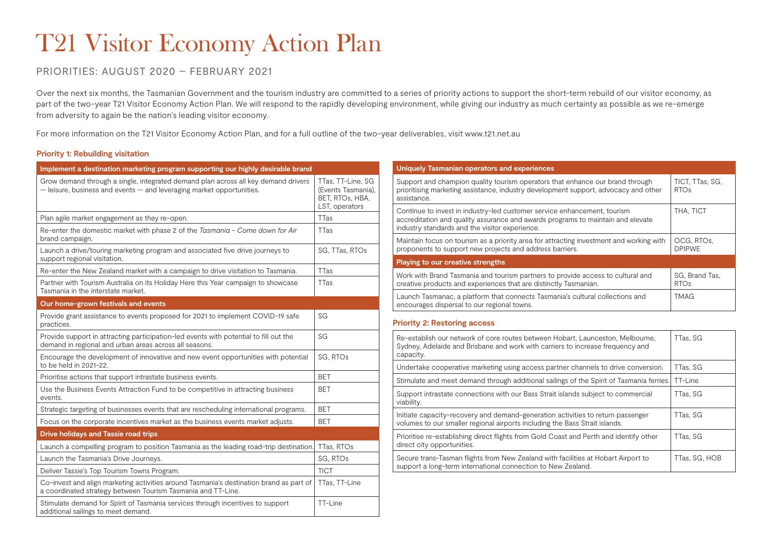# T21 Visitor Economy Action Plan

## PRIORITIES: AUGUST 2020 – FEBRUARY 2021

Over the next six months, the Tasmanian Government and the tourism industry are committed to a series of priority actions to support the short-term rebuild of our visitor economy, as part of the two-year T21 Visitor Economy Action Plan. We will respond to the rapidly developing environment, while giving our industry as much certainty as possible as we re-emerge from adversity to again be the nation's leading visitor economy.

For more information on the T21 Visitor Economy Action Plan, and for a full outline of the two-year deliverables, visit www.t21.net.au

### Priority 1: Rebuilding visitation

| Implement a destination marketing program supporting our highly desirable brand | |
|---|---|
| Grow demand through a single, integrated demand plan across all key demand drivers — leisure, business and events — and leveraging market opportunities. | TTas, TT-Line, SG (Events Tasmania), BET, RTOs, HBA, LST, operators |
| Plan agile market engagement as they re-open. | TTas |
| Re-enter the domestic market with phase 2 of the *Tasmania - Come down for Air* brand campaign. | TTas |
| Launch a drive/touring marketing program and associated five drive journeys to support regional visitation. | SG, TTas, RTOs |
| Re-enter the New Zealand market with a campaign to drive visitation to Tasmania. | TTas |
| Partner with Tourism Australia on its Holiday Here this Year campaign to showcase Tasmania in the interstate market. | TTas |
| **Our home-grown festivals and events** | |
| Provide grant assistance to events proposed for 2021 to implement COVID-19 safe practices. | SG |
| Provide support in attracting participation-led events with potential to fill out the demand in regional and urban areas across all seasons. | SG |
| Encourage the development of innovative and new event opportunities with potential to be held in 2021-22. | SG, RTOs |
| Prioritise actions that support intrastate business events. | BET |
| Use the Business Events Attraction Fund to be competitive in attracting business events. | BET |
| Strategic targeting of businesses events that are rescheduling international programs. | BET |
| Focus on the corporate incentives market as the business events market adjusts. | BET |
| **Drive holidays and Tassie road trips** | |
| Launch a compelling program to position Tasmania as the leading road-trip destination. | TTas, RTOs |
| Launch the Tasmania's Drive Journeys. | SG, RTOs |
| Deliver Tassie's Top Tourism Towns Program. | TICT |
| Co-invest and align marketing activities around Tasmania's destination brand as part of a coordinated strategy between Tourism Tasmania and TT-Line. | TTas, TT-Line |
| Stimulate demand for Spirit of Tasmania services through incentives to support additional sailings to meet demand. | TT-Line |
| **Uniquely Tasmanian operators and experiences** | |
| Support and champion quality tourism operators that enhance our brand through prioritising marketing assistance, industry development support, advocacy and other assistance. | TICT, TTas, SG, RTOs |
| Continue to invest in industry-led customer service enhancement, tourism accreditation and quality assurance and awards programs to maintain and elevate industry standards and the visitor experience. | THA, TICT |
| Maintain focus on tourism as a priority area for attracting investment and working with proponents to support new projects and address barriers. | OCG, RTOs, DPIPWE |
| **Playing to our creative strengths** | |
| Work with Brand Tasmania and tourism partners to provide access to cultural and creative products and experiences that are distinctly Tasmanian. | SG, Brand Tas, RTOs |
| Launch Tasmanac, a platform that connects Tasmania's cultural collections and encourages dispersal to our regional towns. | TMAG |

### Priority 2: Restoring access

| Action | Lead |
|---|---|
| Re-establish our network of core routes between Hobart, Launceston, Melbourne, Sydney, Adelaide and Brisbane and work with carriers to increase frequency and capacity. | TTas, SG |
| Undertake cooperative marketing using access partner channels to drive conversion. | TTas, SG |
| Stimulate and meet demand through additional sailings of the Spirit of Tasmania ferries. | TT-Line |
| Support intrastate connections with our Bass Strait islands subject to commercial viability. | TTas, SG |
| Initiate capacity-recovery and demand-generation activities to return passenger volumes to our smaller regional airports including the Bass Strait islands. | TTas, SG |
| Prioritise re-establishing direct flights from Gold Coast and Perth and identify other direct city opportunities. | TTas, SG |
| Secure trans-Tasman flights from New Zealand with facilities at Hobart Airport to support a long-term international connection to New Zealand. | TTas, SG, HOB |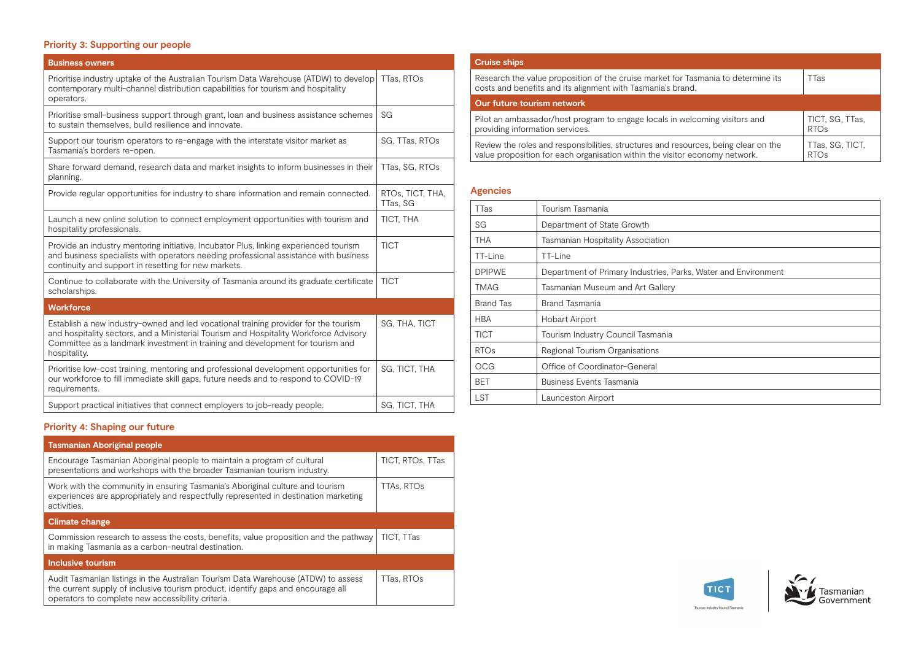### Priority 3: Supporting our people

| Business owners | |
|---|---|
| Prioritise industry uptake of the Australian Tourism Data Warehouse (ATDW) to develop contemporary multi-channel distribution capabilities for tourism and hospitality operators. | TTas, RTOs |
| Prioritise small-business support through grant, loan and business assistance schemes to sustain themselves, build resilience and innovate. | SG |
| Support our tourism operators to re-engage with the interstate visitor market as Tasmania's borders re-open. | SG, TTas, RTOs |
| Share forward demand, research data and market insights to inform businesses in their planning. | TTas, SG, RTOs |
| Provide regular opportunities for industry to share information and remain connected. | RTOs, TICT, THA, TTas, SG |
| Launch a new online solution to connect employment opportunities with tourism and hospitality professionals. | TICT, THA |
| Provide an industry mentoring initiative, Incubator Plus, linking experienced tourism and business specialists with operators needing professional assistance with business continuity and support in resetting for new markets. | TICT |
| Continue to collaborate with the University of Tasmania around its graduate certificate scholarships. | TICT |
| **Workforce** | |
| Establish a new industry-owned and led vocational training provider for the tourism and hospitality sectors, and a Ministerial Tourism and Hospitality Workforce Advisory Committee as a landmark investment in training and development for tourism and hospitality. | SG, THA, TICT |
| Prioritise low-cost training, mentoring and professional development opportunities for our workforce to fill immediate skill gaps, future needs and to respond to COVID-19 requirements. | SG, TICT, THA |
| Support practical initiatives that connect employers to job-ready people. | SG, TICT, THA |

### Priority 4: Shaping our future

| Tasmanian Aboriginal people | |
|---|---|
| Encourage Tasmanian Aboriginal people to maintain a program of cultural presentations and workshops with the broader Tasmanian tourism industry. | TICT, RTOs, TTas |
| Work with the community in ensuring Tasmania's Aboriginal culture and tourism experiences are appropriately and respectfully represented in destination marketing activities. | TTAs, RTOs |
| **Climate change** | |
| Commission research to assess the costs, benefits, value proposition and the pathway in making Tasmania as a carbon-neutral destination. | TICT, TTas |
| **Inclusive tourism** | |
| Audit Tasmanian listings in the Australian Tourism Data Warehouse (ATDW) to assess the current supply of inclusive tourism product, identify gaps and encourage all operators to complete new accessibility criteria. | TTas, RTOs |

| Cruise ships | |
|---|---|
| Research the value proposition of the cruise market for Tasmania to determine its costs and benefits and its alignment with Tasmania's brand. | TTas |
| **Our future tourism network** | |
| Pilot an ambassador/host program to engage locals in welcoming visitors and providing information services. | TICT, SG, TTas, RTOs |
| Review the roles and responsibilities, structures and resources, being clear on the value proposition for each organisation within the visitor economy network. | TTas, SG, TICT, RTOs |

### Agencies

| | |
|---|---|
| TTas | Tourism Tasmania |
| SG | Department of State Growth |
| THA | Tasmanian Hospitality Association |
| TT-Line | TT-Line |
| DPIPWE | Department of Primary Industries, Parks, Water and Environment |
| TMAG | Tasmanian Museum and Art Gallery |
| Brand Tas | Brand Tasmania |
| HBA | Hobart Airport |
| TICT | Tourism Industry Council Tasmania |
| RTOs | Regional Tourism Organisations |
| OCG | Office of Coordinator-General |
| BET | Business Events Tasmania |
| LST | Launceston Airport |

TICT Tourism Industry Council Tasmania

Tasmanian Government